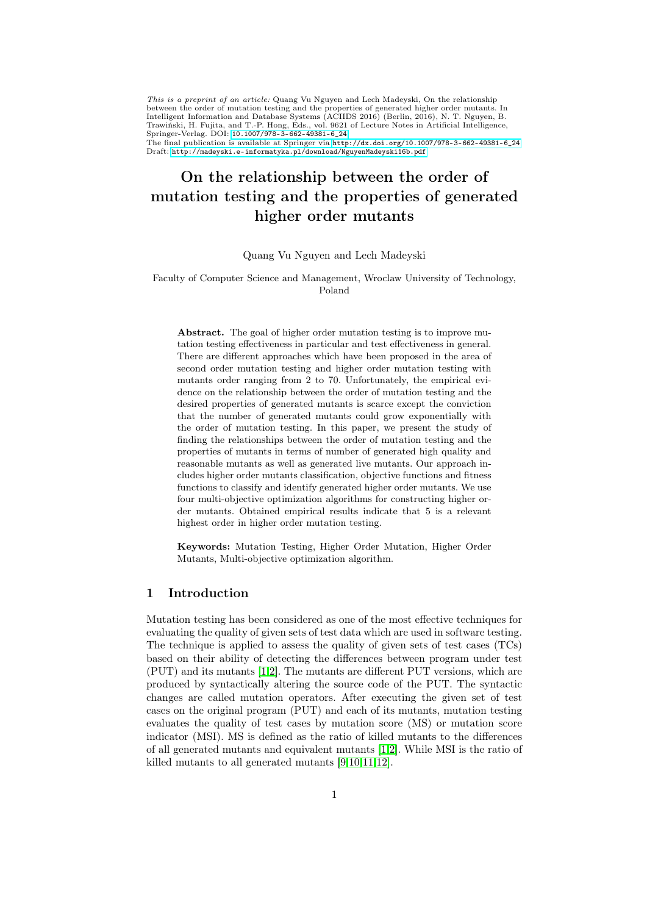*This is a preprint of an article:* Quang Vu Nguyen and Lech Madeyski, On the relationship between the order of mutation testing and the properties of generated higher order mutants. In Intelligent Information and Database Systems (ACIIDS 2016) (Berlin, 2016), N. T. Nguyen, B. Trawiński, H. Fujita, and T.-P. Hong, Eds., vol. 9621 of Lecture Notes in Artificial Intelligence, Springer-Verlag. DOI: 10.1007/978-3-662-49381-6_24
The final publication is available at Springer via http://dx.doi.org/10.1007/978-3-662-49381-6_24
Draft: http://madeyski.e-informatyka.pl/download/NguyenMadeyski16b.pdf

# On the relationship between the order of mutation testing and the properties of generated higher order mutants

Quang Vu Nguyen and Lech Madeyski

Faculty of Computer Science and Management, Wroclaw University of Technology, Poland

**Abstract.** The goal of higher order mutation testing is to improve mutation testing effectiveness in particular and test effectiveness in general. There are different approaches which have been proposed in the area of second order mutation testing and higher order mutation testing with mutants order ranging from 2 to 70. Unfortunately, the empirical evidence on the relationship between the order of mutation testing and the desired properties of generated mutants is scarce except the conviction that the number of generated mutants could grow exponentially with the order of mutation testing. In this paper, we present the study of finding the relationships between the order of mutation testing and the properties of mutants in terms of number of generated high quality and reasonable mutants as well as generated live mutants. Our approach includes higher order mutants classification, objective functions and fitness functions to classify and identify generated higher order mutants. We use four multi-objective optimization algorithms for constructing higher order mutants. Obtained empirical results indicate that 5 is a relevant highest order in higher order mutation testing.

**Keywords:** Mutation Testing, Higher Order Mutation, Higher Order Mutants, Multi-objective optimization algorithm.

## 1 Introduction

Mutation testing has been considered as one of the most effective techniques for evaluating the quality of given sets of test data which are used in software testing. The technique is applied to assess the quality of given sets of test cases (TCs) based on their ability of detecting the differences between program under test (PUT) and its mutants [1,2]. The mutants are different PUT versions, which are produced by syntactically altering the source code of the PUT. The syntactic changes are called mutation operators. After executing the given set of test cases on the original program (PUT) and each of its mutants, mutation testing evaluates the quality of test cases by mutation score (MS) or mutation score indicator (MSI). MS is defined as the ratio of killed mutants to the differences of all generated mutants and equivalent mutants [1,2]. While MSI is the ratio of killed mutants to all generated mutants [9,10,11,12].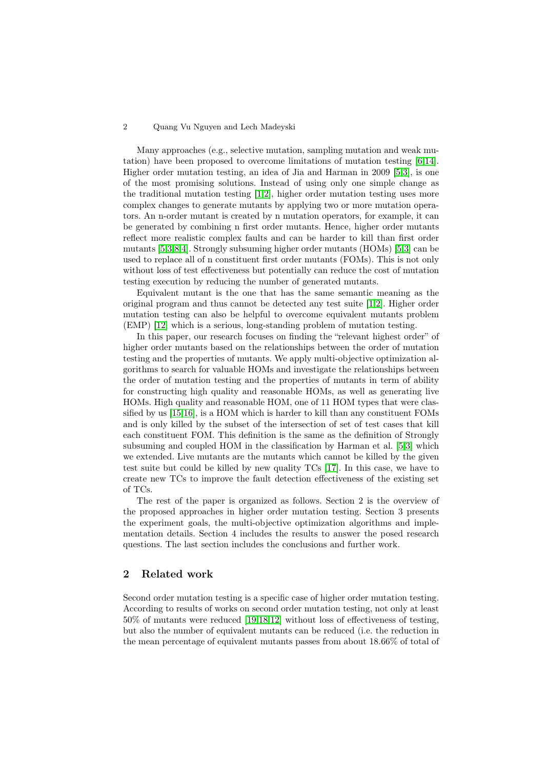Many approaches (e.g., selective mutation, sampling mutation and weak mutation) have been proposed to overcome limitations of mutation testing [6,14]. Higher order mutation testing, an idea of Jia and Harman in 2009 [5,3], is one of the most promising solutions. Instead of using only one simple change as the traditional mutation testing [1,2], higher order mutation testing uses more complex changes to generate mutants by applying two or more mutation operators. An n-order mutant is created by n mutation operators, for example, it can be generated by combining n first order mutants. Hence, higher order mutants reflect more realistic complex faults and can be harder to kill than first order mutants [5,3,8,4]. Strongly subsuming higher order mutants (HOMs) [5,3] can be used to replace all of n constituent first order mutants (FOMs). This is not only without loss of test effectiveness but potentially can reduce the cost of mutation testing execution by reducing the number of generated mutants.

Equivalent mutant is the one that has the same semantic meaning as the original program and thus cannot be detected any test suite [1,2]. Higher order mutation testing can also be helpful to overcome equivalent mutants problem (EMP) [12] which is a serious, long-standing problem of mutation testing.

In this paper, our research focuses on finding the "relevant highest order" of higher order mutants based on the relationships between the order of mutation testing and the properties of mutants. We apply multi-objective optimization algorithms to search for valuable HOMs and investigate the relationships between the order of mutation testing and the properties of mutants in term of ability for constructing high quality and reasonable HOMs, as well as generating live HOMs. High quality and reasonable HOM, one of 11 HOM types that were classified by us [15,16], is a HOM which is harder to kill than any constituent FOMs and is only killed by the subset of the intersection of set of test cases that kill each constituent FOM. This definition is the same as the definition of Strongly subsuming and coupled HOM in the classification by Harman et al. [5,3] which we extended. Live mutants are the mutants which cannot be killed by the given test suite but could be killed by new quality TCs [17]. In this case, we have to create new TCs to improve the fault detection effectiveness of the existing set of TCs.

The rest of the paper is organized as follows. Section 2 is the overview of the proposed approaches in higher order mutation testing. Section 3 presents the experiment goals, the multi-objective optimization algorithms and implementation details. Section 4 includes the results to answer the posed research questions. The last section includes the conclusions and further work.

## 2 Related work

Second order mutation testing is a specific case of higher order mutation testing. According to results of works on second order mutation testing, not only at least 50% of mutants were reduced [19,18,12] without loss of effectiveness of testing, but also the number of equivalent mutants can be reduced (i.e. the reduction in the mean percentage of equivalent mutants passes from about 18.66% of total of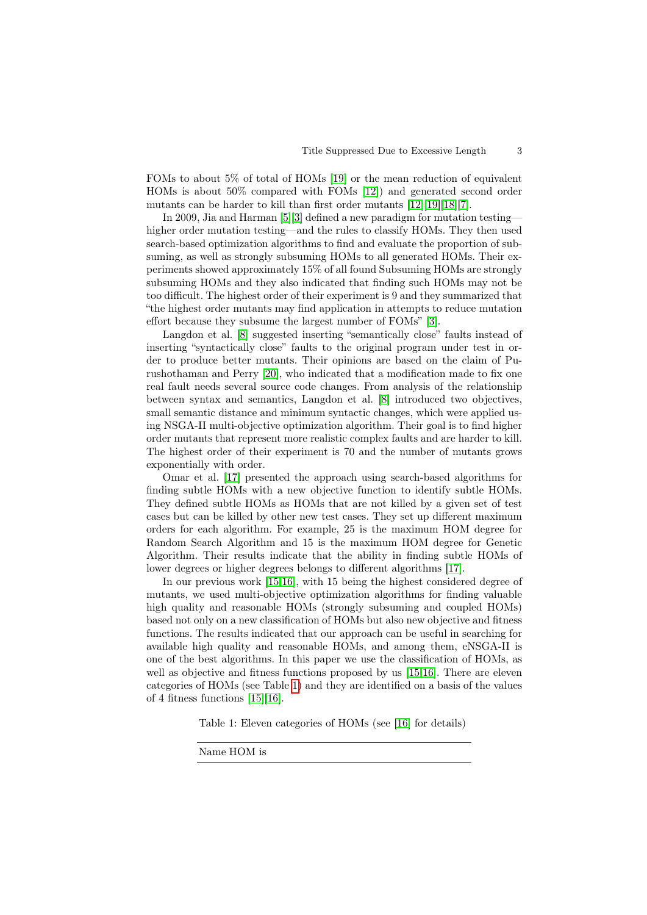FOMs to about 5% of total of HOMs [19] or the mean reduction of equivalent HOMs is about 50% compared with FOMs [12]) and generated second order mutants can be harder to kill than first order mutants [12][19][18][7].

In 2009, Jia and Harman [5][3] defined a new paradigm for mutation testing—higher order mutation testing—and the rules to classify HOMs. They then used search-based optimization algorithms to find and evaluate the proportion of subsuming, as well as strongly subsuming HOMs to all generated HOMs. Their experiments showed approximately 15% of all found Subsuming HOMs are strongly subsuming HOMs and they also indicated that finding such HOMs may not be too difficult. The highest order of their experiment is 9 and they summarized that "the highest order mutants may find application in attempts to reduce mutation effort because they subsume the largest number of FOMs" [3].

Langdon et al. [8] suggested inserting "semantically close" faults instead of inserting "syntactically close" faults to the original program under test in order to produce better mutants. Their opinions are based on the claim of Purushothaman and Perry [20], who indicated that a modification made to fix one real fault needs several source code changes. From analysis of the relationship between syntax and semantics, Langdon et al. [8] introduced two objectives, small semantic distance and minimum syntactic changes, which were applied using NSGA-II multi-objective optimization algorithm. Their goal is to find higher order mutants that represent more realistic complex faults and are harder to kill. The highest order of their experiment is 70 and the number of mutants grows exponentially with order.

Omar et al. [17] presented the approach using search-based algorithms for finding subtle HOMs with a new objective function to identify subtle HOMs. They defined subtle HOMs as HOMs that are not killed by a given set of test cases but can be killed by other new test cases. They set up different maximum orders for each algorithm. For example, 25 is the maximum HOM degree for Random Search Algorithm and 15 is the maximum HOM degree for Genetic Algorithm. Their results indicate that the ability in finding subtle HOMs of lower degrees or higher degrees belongs to different algorithms [17].

In our previous work [15,16], with 15 being the highest considered degree of mutants, we used multi-objective optimization algorithms for finding valuable high quality and reasonable HOMs (strongly subsuming and coupled HOMs) based not only on a new classification of HOMs but also new objective and fitness functions. The results indicated that our approach can be useful in searching for available high quality and reasonable HOMs, and among them, eNSGA-II is one of the best algorithms. In this paper we use the classification of HOMs, as well as objective and fitness functions proposed by us [15,16]. There are eleven categories of HOMs (see Table 1) and they are identified on a basis of the values of 4 fitness functions [15][16].

Table 1: Eleven categories of HOMs (see [16] for details)

| Name | HOM is |
|---|---|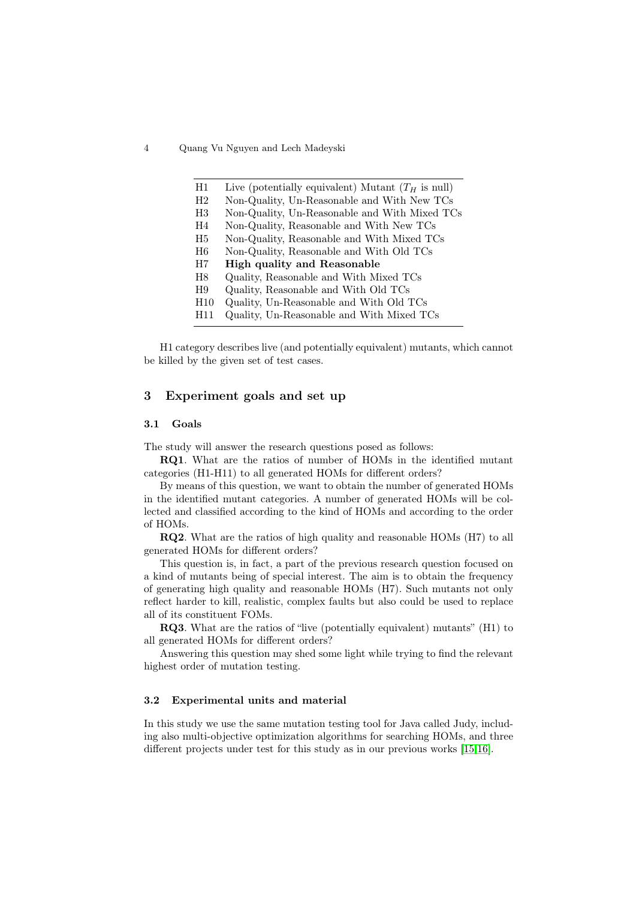| | |
|---|---|
| H1 | Live (potentially equivalent) Mutant ($T_H$ is null) |
| H2 | Non-Quality, Un-Reasonable and With New TCs |
| H3 | Non-Quality, Un-Reasonable and With Mixed TCs |
| H4 | Non-Quality, Reasonable and With New TCs |
| H5 | Non-Quality, Reasonable and With Mixed TCs |
| H6 | Non-Quality, Reasonable and With Old TCs |
| H7 | **High quality and Reasonable** |
| H8 | Quality, Reasonable and With Mixed TCs |
| H9 | Quality, Reasonable and With Old TCs |
| H10 | Quality, Un-Reasonable and With Old TCs |
| H11 | Quality, Un-Reasonable and With Mixed TCs |

H1 category describes live (and potentially equivalent) mutants, which cannot be killed by the given set of test cases.

## 3 Experiment goals and set up

### 3.1 Goals

The study will answer the research questions posed as follows:

**RQ1**. What are the ratios of number of HOMs in the identified mutant categories (H1-H11) to all generated HOMs for different orders?

By means of this question, we want to obtain the number of generated HOMs in the identified mutant categories. A number of generated HOMs will be collected and classified according to the kind of HOMs and according to the order of HOMs.

**RQ2**. What are the ratios of high quality and reasonable HOMs (H7) to all generated HOMs for different orders?

This question is, in fact, a part of the previous research question focused on a kind of mutants being of special interest. The aim is to obtain the frequency of generating high quality and reasonable HOMs (H7). Such mutants not only reflect harder to kill, realistic, complex faults but also could be used to replace all of its constituent FOMs.

**RQ3**. What are the ratios of "live (potentially equivalent) mutants" (H1) to all generated HOMs for different orders?

Answering this question may shed some light while trying to find the relevant highest order of mutation testing.

### 3.2 Experimental units and material

In this study we use the same mutation testing tool for Java called Judy, including also multi-objective optimization algorithms for searching HOMs, and three different projects under test for this study as in our previous works [15,16].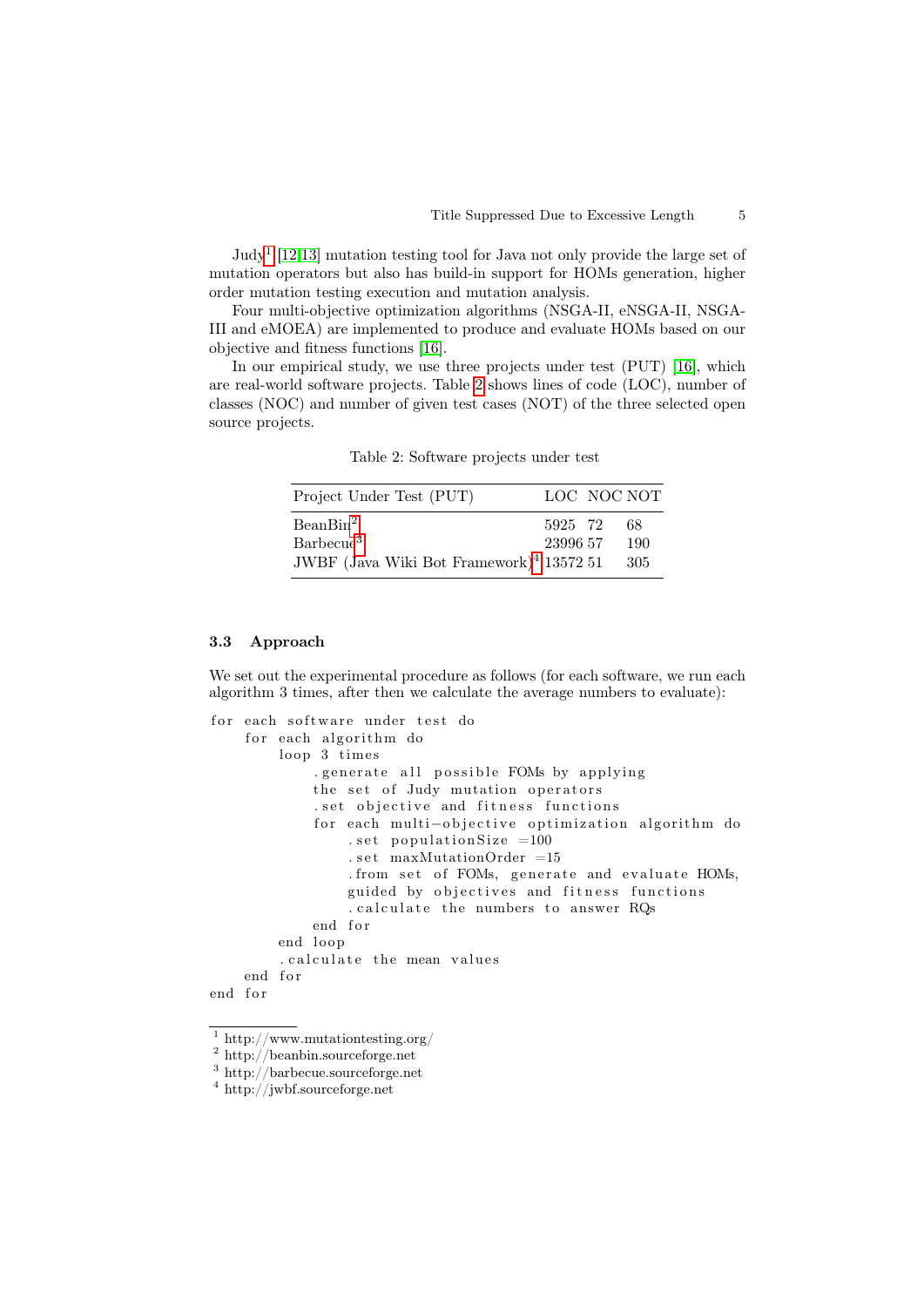Judy[1] [12,13] mutation testing tool for Java not only provide the large set of mutation operators but also has build-in support for HOMs generation, higher order mutation testing execution and mutation analysis.

Four multi-objective optimization algorithms (NSGA-II, eNSGA-II, NSGA-III and eMOEA) are implemented to produce and evaluate HOMs based on our objective and fitness functions [16].

In our empirical study, we use three projects under test (PUT) [16], which are real-world software projects. Table 2 shows lines of code (LOC), number of classes (NOC) and number of given test cases (NOT) of the three selected open source projects.

Table 2: Software projects under test

| Project Under Test (PUT) | LOC | NOC | NOT |
|---|---|---|---|
| BeanBin[2] | 5925 | 72 | 68 |
| Barbecue[3] | 23996 | 57 | 190 |
| JWBF (Java Wiki Bot Framework)[4] | 13572 | 51 | 305 |

### 3.3 Approach

We set out the experimental procedure as follows (for each software, we run each algorithm 3 times, after then we calculate the average numbers to evaluate):

```
for each software under test do
    for each algorithm do
        loop 3 times
            .generate all possible FOMs by applying
            the set of Judy mutation operators
            .set objective and fitness functions
            for each multi-objective optimization algorithm do
                .set populationSize =100
                .set maxMutationOrder =15
                .from set of FOMs, generate and evaluate HOMs,
                guided by objectives and fitness functions
                .calculate the numbers to answer RQs
            end for
        end loop
        .calculate the mean values
    end for
end for
```

---

[1] http://www.mutationtesting.org/

[2] http://beanbin.sourceforge.net

[3] http://barbecue.sourceforge.net

[4] http://jwbf.sourceforge.net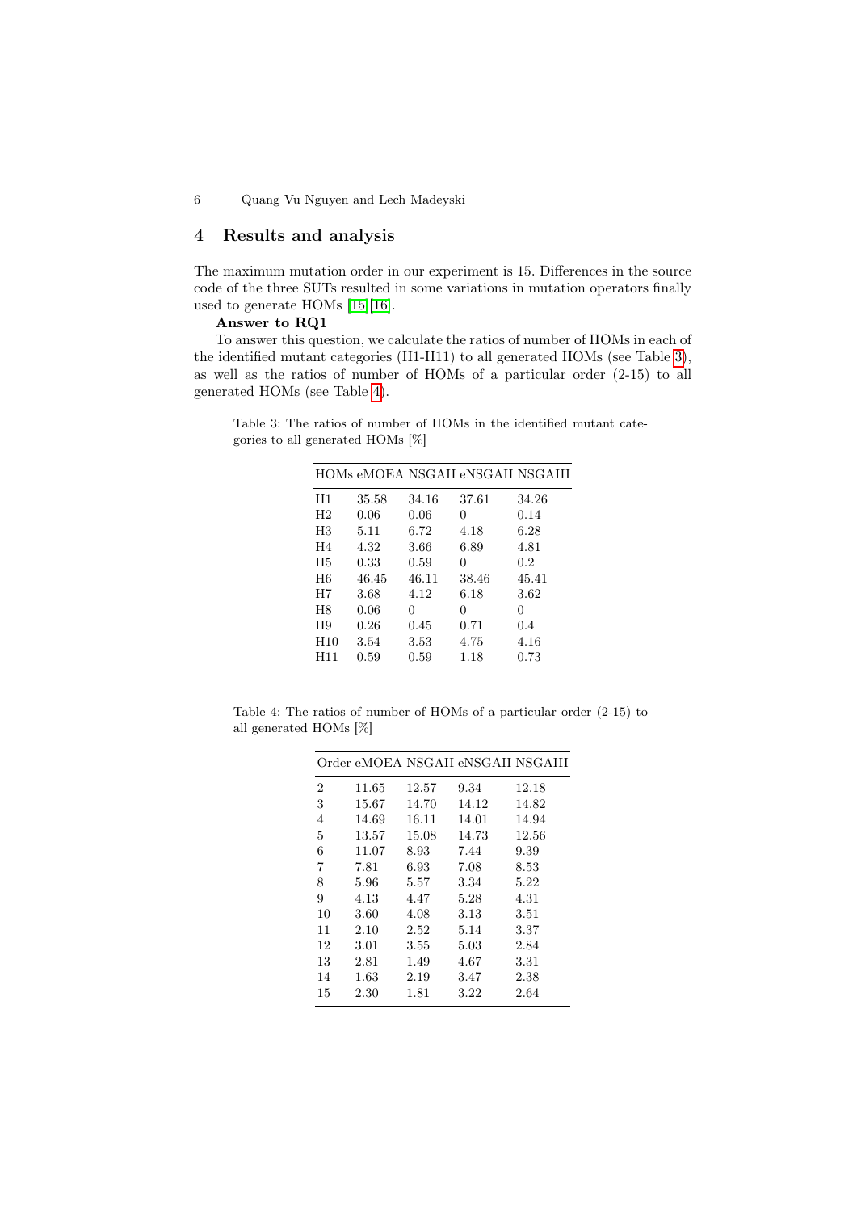## 4 Results and analysis

The maximum mutation order in our experiment is 15. Differences in the source code of the three SUTs resulted in some variations in mutation operators finally used to generate HOMs [15][16].

**Answer to RQ1**

To answer this question, we calculate the ratios of number of HOMs in each of the identified mutant categories (H1-H11) to all generated HOMs (see Table 3), as well as the ratios of number of HOMs of a particular order (2-15) to all generated HOMs (see Table 4).

Table 3: The ratios of number of HOMs in the identified mutant categories to all generated HOMs [%]

| HOMs | eMOEA | NSGAII | eNSGAII | NSGAIII |
|---|---|---|---|---|
| H1 | 35.58 | 34.16 | 37.61 | 34.26 |
| H2 | 0.06 | 0.06 | 0 | 0.14 |
| H3 | 5.11 | 6.72 | 4.18 | 6.28 |
| H4 | 4.32 | 3.66 | 6.89 | 4.81 |
| H5 | 0.33 | 0.59 | 0 | 0.2 |
| H6 | 46.45 | 46.11 | 38.46 | 45.41 |
| H7 | 3.68 | 4.12 | 6.18 | 3.62 |
| H8 | 0.06 | 0 | 0 | 0 |
| H9 | 0.26 | 0.45 | 0.71 | 0.4 |
| H10 | 3.54 | 3.53 | 4.75 | 4.16 |
| H11 | 0.59 | 0.59 | 1.18 | 0.73 |

Table 4: The ratios of number of HOMs of a particular order (2-15) to all generated HOMs [%]

| Order | eMOEA | NSGAII | eNSGAII | NSGAIII |
|---|---|---|---|---|
| 2 | 11.65 | 12.57 | 9.34 | 12.18 |
| 3 | 15.67 | 14.70 | 14.12 | 14.82 |
| 4 | 14.69 | 16.11 | 14.01 | 14.94 |
| 5 | 13.57 | 15.08 | 14.73 | 12.56 |
| 6 | 11.07 | 8.93 | 7.44 | 9.39 |
| 7 | 7.81 | 6.93 | 7.08 | 8.53 |
| 8 | 5.96 | 5.57 | 3.34 | 5.22 |
| 9 | 4.13 | 4.47 | 5.28 | 4.31 |
| 10 | 3.60 | 4.08 | 3.13 | 3.51 |
| 11 | 2.10 | 2.52 | 5.14 | 3.37 |
| 12 | 3.01 | 3.55 | 5.03 | 2.84 |
| 13 | 2.81 | 1.49 | 4.67 | 3.31 |
| 14 | 1.63 | 2.19 | 3.47 | 2.38 |
| 15 | 2.30 | 1.81 | 3.22 | 2.64 |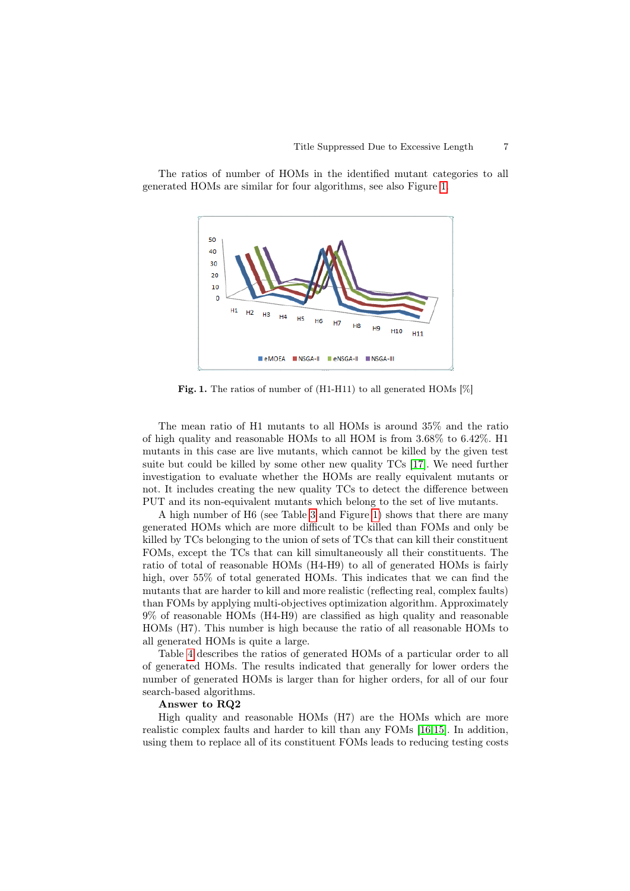The ratios of number of HOMs in the identified mutant categories to all generated HOMs are similar for four algorithms, see also Figure 1.

**Fig. 1.** The ratios of number of (H1-H11) to all generated HOMs [%]

The mean ratio of H1 mutants to all HOMs is around 35% and the ratio of high quality and reasonable HOMs to all HOM is from 3.68% to 6.42%. H1 mutants in this case are live mutants, which cannot be killed by the given test suite but could be killed by some other new quality TCs [17]. We need further investigation to evaluate whether the HOMs are really equivalent mutants or not. It includes creating the new quality TCs to detect the difference between PUT and its non-equivalent mutants which belong to the set of live mutants.

A high number of H6 (see Table 3 and Figure 1) shows that there are many generated HOMs which are more difficult to be killed than FOMs and only be killed by TCs belonging to the union of sets of TCs that can kill their constituent FOMs, except the TCs that can kill simultaneously all their constituents. The ratio of total of reasonable HOMs (H4-H9) to all of generated HOMs is fairly high, over 55% of total generated HOMs. This indicates that we can find the mutants that are harder to kill and more realistic (reflecting real, complex faults) than FOMs by applying multi-objectives optimization algorithm. Approximately 9% of reasonable HOMs (H4-H9) are classified as high quality and reasonable HOMs (H7). This number is high because the ratio of all reasonable HOMs to all generated HOMs is quite a large.

Table 4 describes the ratios of generated HOMs of a particular order to all of generated HOMs. The results indicated that generally for lower orders the number of generated HOMs is larger than for higher orders, for all of our four search-based algorithms.

**Answer to RQ2**

High quality and reasonable HOMs (H7) are the HOMs which are more realistic complex faults and harder to kill than any FOMs [16,15]. In addition, using them to replace all of its constituent FOMs leads to reducing testing costs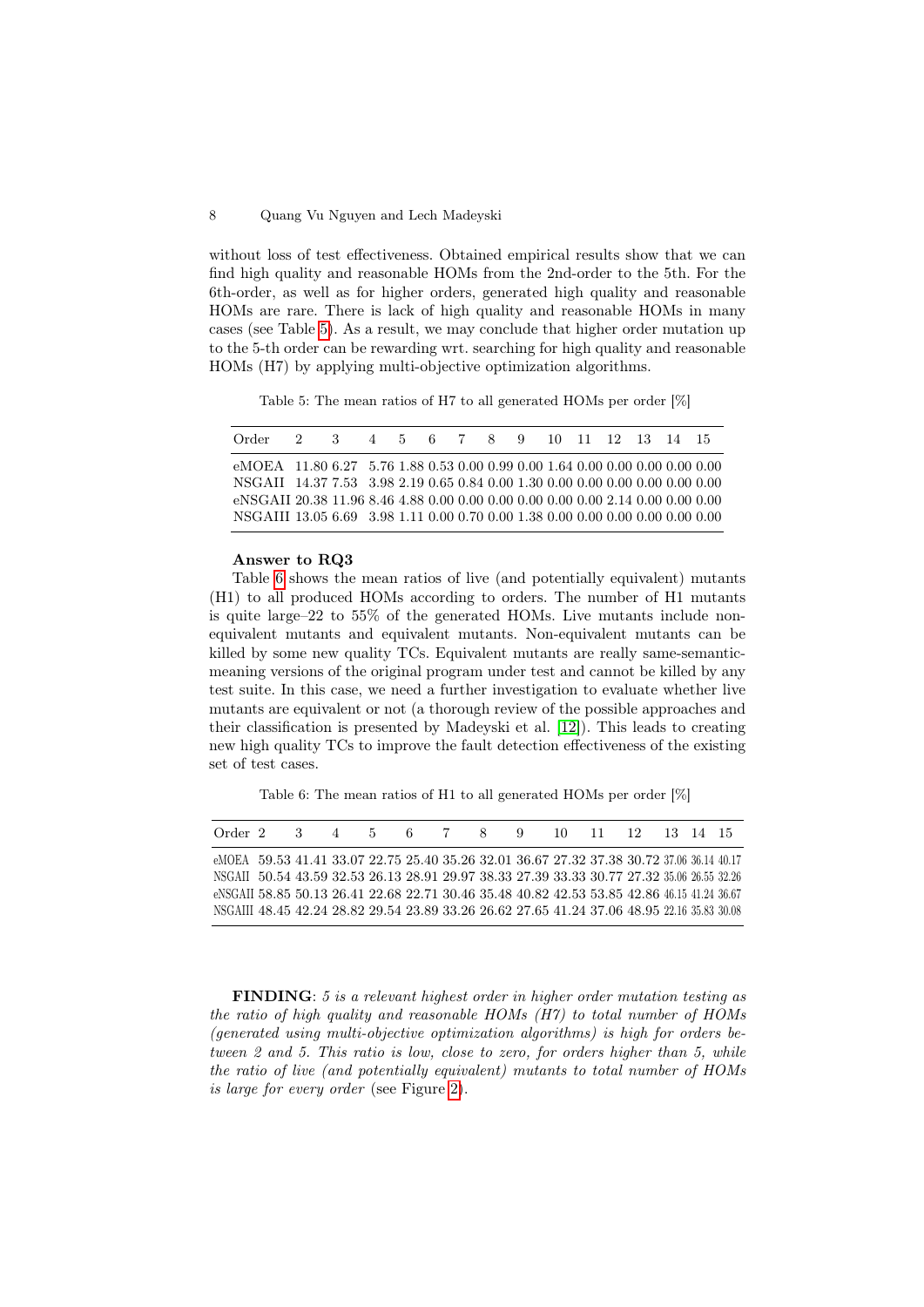without loss of test effectiveness. Obtained empirical results show that we can find high quality and reasonable HOMs from the 2nd-order to the 5th. For the 6th-order, as well as for higher orders, generated high quality and reasonable HOMs are rare. There is lack of high quality and reasonable HOMs in many cases (see Table 5). As a result, we may conclude that higher order mutation up to the 5-th order can be rewarding wrt. searching for high quality and reasonable HOMs (H7) by applying multi-objective optimization algorithms.

Table 5: The mean ratios of H7 to all generated HOMs per order [%]

| Order | 2 | 3 | 4 | 5 | 6 | 7 | 8 | 9 | 10 | 11 | 12 | 13 | 14 | 15 |
|---|---|---|---|---|---|---|---|---|---|---|---|---|---|---|
| eMOEA | 11.80 | 6.27 | 5.76 | 1.88 | 0.53 | 0.00 | 0.99 | 0.00 | 1.64 | 0.00 | 0.00 | 0.00 | 0.00 | 0.00 |
| NSGAII | 14.37 | 7.53 | 3.98 | 2.19 | 0.65 | 0.84 | 0.00 | 1.30 | 0.00 | 0.00 | 0.00 | 0.00 | 0.00 | 0.00 |
| eNSGAII | 20.38 | 11.96 | 8.46 | 4.88 | 0.00 | 0.00 | 0.00 | 0.00 | 0.00 | 0.00 | 2.14 | 0.00 | 0.00 | 0.00 |
| NSGAIII | 13.05 | 6.69 | 3.98 | 1.11 | 0.00 | 0.70 | 0.00 | 1.38 | 0.00 | 0.00 | 0.00 | 0.00 | 0.00 | 0.00 |

**Answer to RQ3**

Table 6 shows the mean ratios of live (and potentially equivalent) mutants (H1) to all produced HOMs according to orders. The number of H1 mutants is quite large–22 to 55% of the generated HOMs. Live mutants include non-equivalent mutants and equivalent mutants. Non-equivalent mutants can be killed by some new quality TCs. Equivalent mutants are really same-semantic-meaning versions of the original program under test and cannot be killed by any test suite. In this case, we need a further investigation to evaluate whether live mutants are equivalent or not (a thorough review of the possible approaches and their classification is presented by Madeyski et al. [12]). This leads to creating new high quality TCs to improve the fault detection effectiveness of the existing set of test cases.

Table 6: The mean ratios of H1 to all generated HOMs per order [%]

| Order | 2 | 3 | 4 | 5 | 6 | 7 | 8 | 9 | 10 | 11 | 12 | 13 | 14 | 15 |
|---|---|---|---|---|---|---|---|---|---|---|---|---|---|---|
| eMOEA | 59.53 | 41.41 | 33.07 | 22.75 | 25.40 | 35.26 | 32.01 | 36.67 | 27.32 | 37.38 | 30.72 | 37.06 | 36.14 | 40.17 |
| NSGAII | 50.54 | 43.59 | 32.53 | 26.13 | 28.91 | 29.97 | 38.33 | 27.39 | 33.33 | 30.77 | 27.32 | 35.06 | 26.55 | 32.26 |
| eNSGAII | 58.85 | 50.13 | 26.41 | 22.68 | 22.71 | 30.46 | 35.48 | 40.82 | 42.53 | 53.85 | 42.86 | 46.15 | 41.24 | 36.67 |
| NSGAIII | 48.45 | 42.24 | 28.82 | 29.54 | 23.89 | 33.26 | 26.62 | 27.65 | 41.24 | 37.06 | 48.95 | 22.16 | 35.83 | 30.08 |

**FINDING**: *5 is a relevant highest order in higher order mutation testing as the ratio of high quality and reasonable HOMs (H7) to total number of HOMs (generated using multi-objective optimization algorithms) is high for orders between 2 and 5. This ratio is low, close to zero, for orders higher than 5, while the ratio of live (and potentially equivalent) mutants to total number of HOMs is large for every order* (see Figure 2).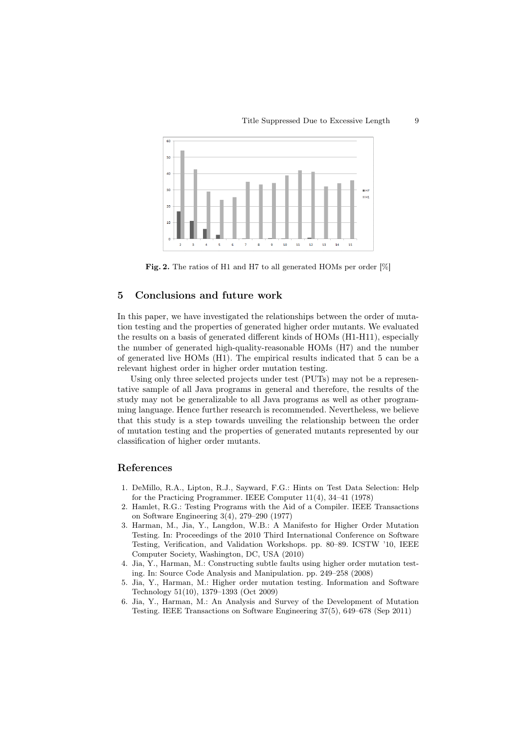**Fig. 2.** The ratios of H1 and H7 to all generated HOMs per order [%]

## 5 Conclusions and future work

In this paper, we have investigated the relationships between the order of mutation testing and the properties of generated higher order mutants. We evaluated the results on a basis of generated different kinds of HOMs (H1-H11), especially the number of generated high-quality-reasonable HOMs (H7) and the number of generated live HOMs (H1). The empirical results indicated that 5 can be a relevant highest order in higher order mutation testing.

Using only three selected projects under test (PUTs) may not be a representative sample of all Java programs in general and therefore, the results of the study may not be generalizable to all Java programs as well as other programming language. Hence further research is recommended. Nevertheless, we believe that this study is a step towards unveiling the relationship between the order of mutation testing and the properties of generated mutants represented by our classification of higher order mutants.

## References

1. DeMillo, R.A., Lipton, R.J., Sayward, F.G.: Hints on Test Data Selection: Help for the Practicing Programmer. IEEE Computer 11(4), 34–41 (1978)
2. Hamlet, R.G.: Testing Programs with the Aid of a Compiler. IEEE Transactions on Software Engineering 3(4), 279–290 (1977)
3. Harman, M., Jia, Y., Langdon, W.B.: A Manifesto for Higher Order Mutation Testing. In: Proceedings of the 2010 Third International Conference on Software Testing, Verification, and Validation Workshops. pp. 80–89. ICSTW '10, IEEE Computer Society, Washington, DC, USA (2010)
4. Jia, Y., Harman, M.: Constructing subtle faults using higher order mutation testing. In: Source Code Analysis and Manipulation. pp. 249–258 (2008)
5. Jia, Y., Harman, M.: Higher order mutation testing. Information and Software Technology 51(10), 1379–1393 (Oct 2009)
6. Jia, Y., Harman, M.: An Analysis and Survey of the Development of Mutation Testing. IEEE Transactions on Software Engineering 37(5), 649–678 (Sep 2011)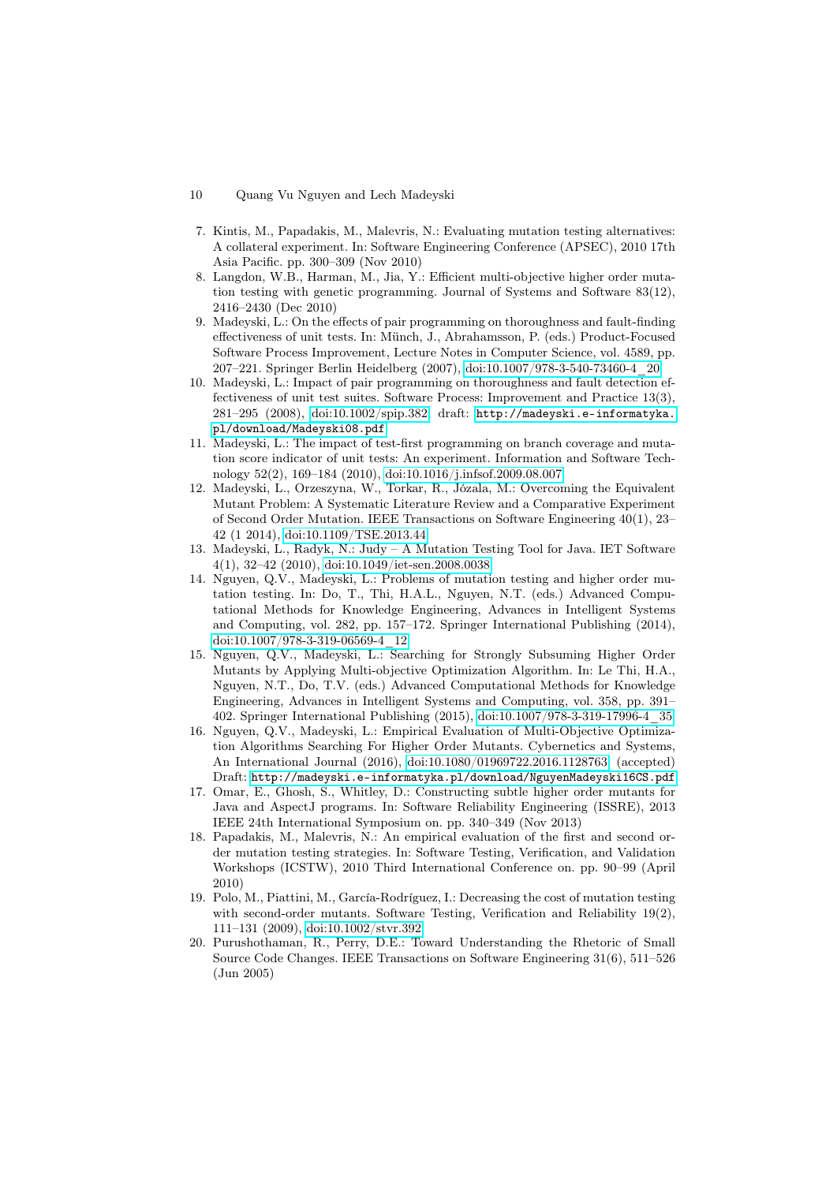7. Kintis, M., Papadakis, M., Malevris, N.: Evaluating mutation testing alternatives: A collateral experiment. In: Software Engineering Conference (APSEC), 2010 17th Asia Pacific. pp. 300–309 (Nov 2010)
8. Langdon, W.B., Harman, M., Jia, Y.: Efficient multi-objective higher order mutation testing with genetic programming. Journal of Systems and Software 83(12), 2416–2430 (Dec 2010)
9. Madeyski, L.: On the effects of pair programming on thoroughness and fault-finding effectiveness of unit tests. In: Münch, J., Abrahamsson, P. (eds.) Product-Focused Software Process Improvement, Lecture Notes in Computer Science, vol. 4589, pp. 207–221. Springer Berlin Heidelberg (2007), doi:10.1007/978-3-540-73460-4_20
10. Madeyski, L.: Impact of pair programming on thoroughness and fault detection effectiveness of unit test suites. Software Process: Improvement and Practice 13(3), 281–295 (2008), doi:10.1002/spip.382, draft: http://madeyski.e-informatyka.pl/download/Madeyski08.pdf
11. Madeyski, L.: The impact of test-first programming on branch coverage and mutation score indicator of unit tests: An experiment. Information and Software Technology 52(2), 169–184 (2010), doi:10.1016/j.infsof.2009.08.007
12. Madeyski, L., Orzeszyna, W., Torkar, R., Józala, M.: Overcoming the Equivalent Mutant Problem: A Systematic Literature Review and a Comparative Experiment of Second Order Mutation. IEEE Transactions on Software Engineering 40(1), 23–42 (1 2014), doi:10.1109/TSE.2013.44
13. Madeyski, L., Radyk, N.: Judy – A Mutation Testing Tool for Java. IET Software 4(1), 32–42 (2010), doi:10.1049/iet-sen.2008.0038
14. Nguyen, Q.V., Madeyski, L.: Problems of mutation testing and higher order mutation testing. In: Do, T., Thi, H.A.L., Nguyen, N.T. (eds.) Advanced Computational Methods for Knowledge Engineering, Advances in Intelligent Systems and Computing, vol. 282, pp. 157–172. Springer International Publishing (2014), doi:10.1007/978-3-319-06569-4_12
15. Nguyen, Q.V., Madeyski, L.: Searching for Strongly Subsuming Higher Order Mutants by Applying Multi-objective Optimization Algorithm. In: Le Thi, H.A., Nguyen, N.T., Do, T.V. (eds.) Advanced Computational Methods for Knowledge Engineering, Advances in Intelligent Systems and Computing, vol. 358, pp. 391–402. Springer International Publishing (2015), doi:10.1007/978-3-319-17996-4_35
16. Nguyen, Q.V., Madeyski, L.: Empirical Evaluation of Multi-Objective Optimization Algorithms Searching For Higher Order Mutants. Cybernetics and Systems, An International Journal (2016), doi:10.1080/01969722.2016.1128763, (accepted) Draft: http://madeyski.e-informatyka.pl/download/NguyenMadeyski16CS.pdf
17. Omar, E., Ghosh, S., Whitley, D.: Constructing subtle higher order mutants for Java and AspectJ programs. In: Software Reliability Engineering (ISSRE), 2013 IEEE 24th International Symposium on. pp. 340–349 (Nov 2013)
18. Papadakis, M., Malevris, N.: An empirical evaluation of the first and second order mutation testing strategies. In: Software Testing, Verification, and Validation Workshops (ICSTW), 2010 Third International Conference on. pp. 90–99 (April 2010)
19. Polo, M., Piattini, M., García-Rodríguez, I.: Decreasing the cost of mutation testing with second-order mutants. Software Testing, Verification and Reliability 19(2), 111–131 (2009), doi:10.1002/stvr.392
20. Purushothaman, R., Perry, D.E.: Toward Understanding the Rhetoric of Small Source Code Changes. IEEE Transactions on Software Engineering 31(6), 511–526 (Jun 2005)